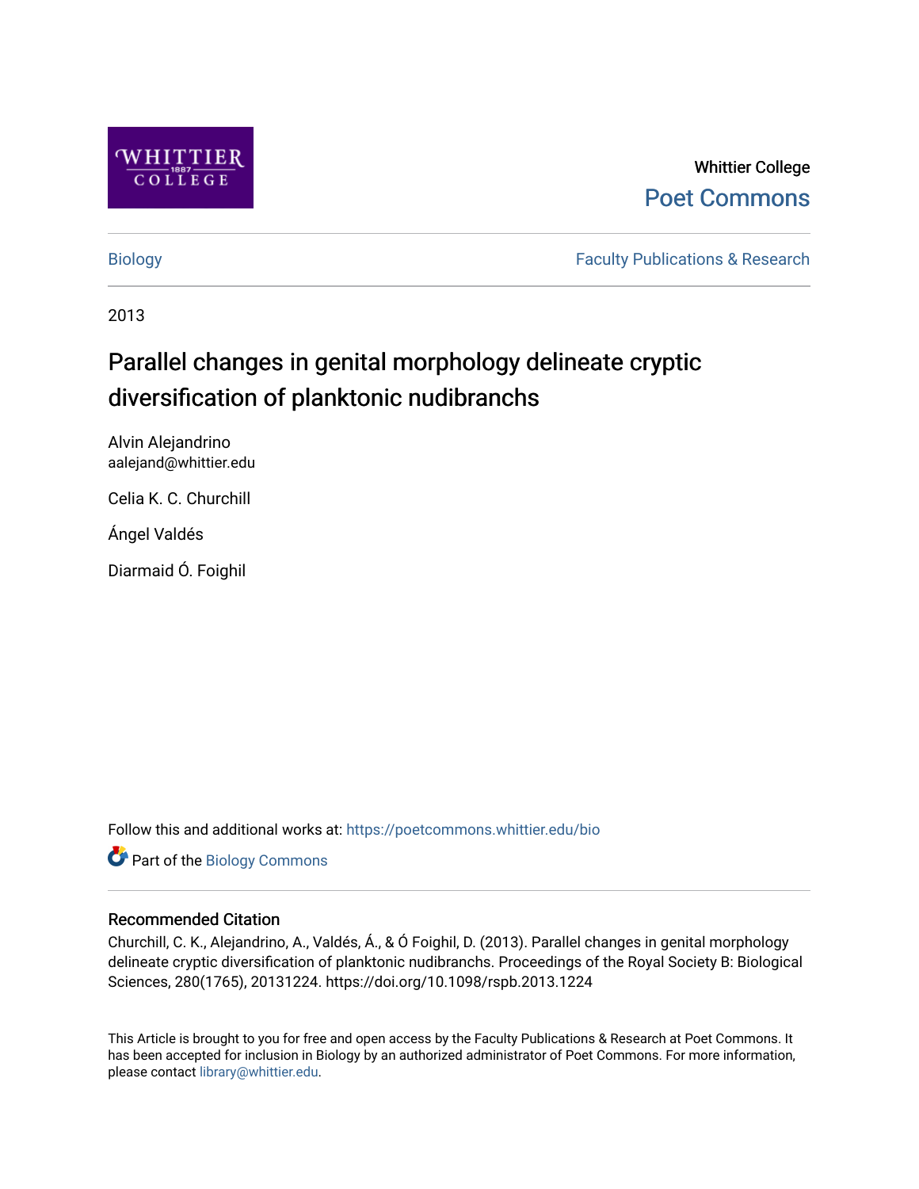Whittier College

Poet Commons

Biology

Faculty Publications & Research

2013

# Parallel changes in genital morphology delineate cryptic diversification of planktonic nudibranchs

Alvin Alejandrino
aalejand@whittier.edu

Celia K. C. Churchill

Ángel Valdés

Diarmaid Ó. Foighil

Follow this and additional works at: https://poetcommons.whittier.edu/bio

Part of the Biology Commons

## Recommended Citation

Churchill, C. K., Alejandrino, A., Valdés, Á., & Ó Foighil, D. (2013). Parallel changes in genital morphology delineate cryptic diversification of planktonic nudibranchs. Proceedings of the Royal Society B: Biological Sciences, 280(1765), 20131224. https://doi.org/10.1098/rspb.2013.1224

This Article is brought to you for free and open access by the Faculty Publications & Research at Poet Commons. It has been accepted for inclusion in Biology by an authorized administrator of Poet Commons. For more information, please contact library@whittier.edu.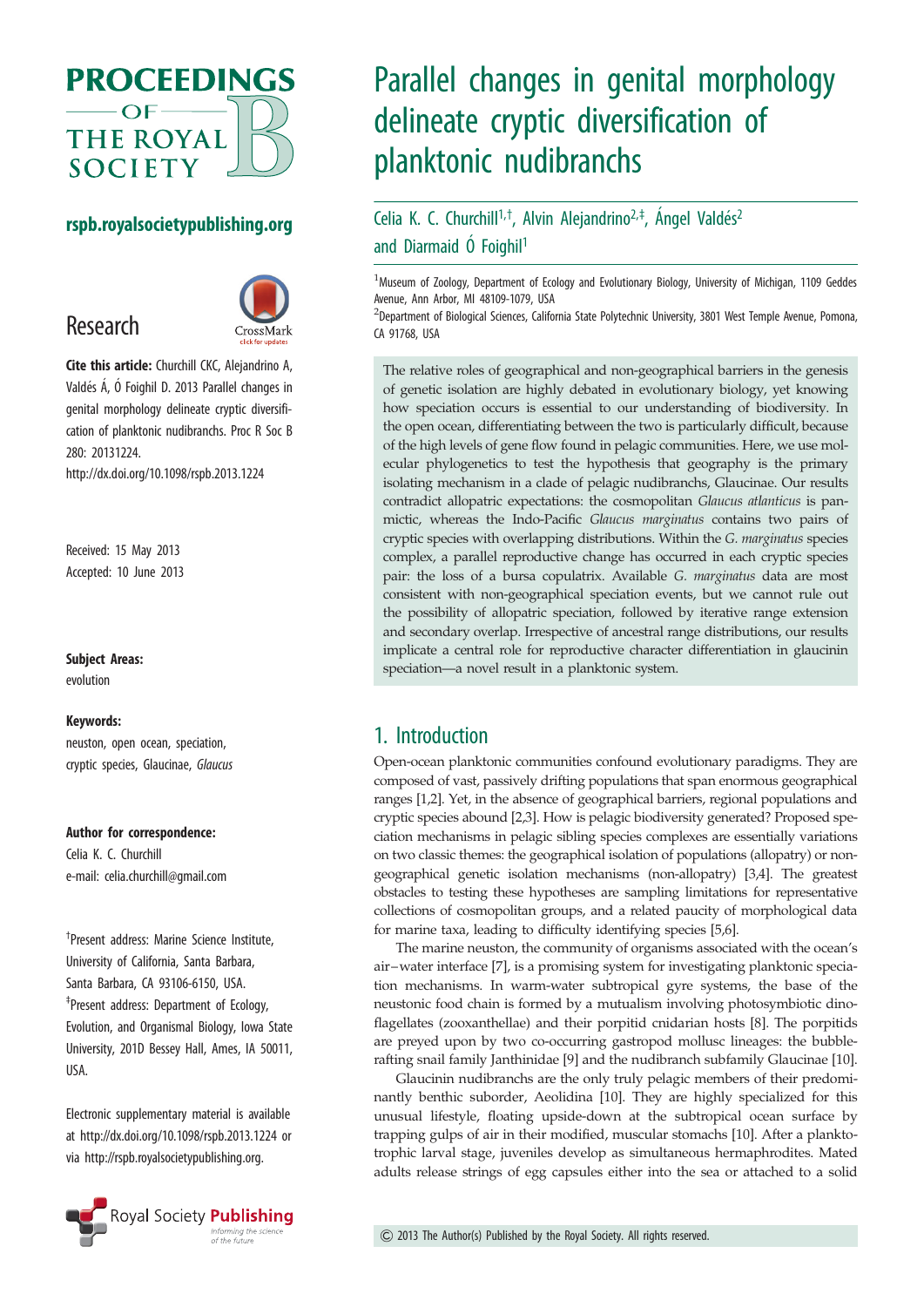# Parallel changes in genital morphology delineate cryptic diversification of planktonic nudibranchs

Celia K. C. Churchill[1,†], Alvin Alejandrino[2,‡], Ángel Valdés[2] and Diarmaid Ó Foighil[1]

[1]Museum of Zoology, Department of Ecology and Evolutionary Biology, University of Michigan, 1109 Geddes Avenue, Ann Arbor, MI 48109-1079, USA

[2]Department of Biological Sciences, California State Polytechnic University, 3801 West Temple Avenue, Pomona, CA 91768, USA

Research

**Cite this article:** Churchill CKC, Alejandrino A, Valdés Á, Ó Foighil D. 2013 Parallel changes in genital morphology delineate cryptic diversification of planktonic nudibranchs. Proc R Soc B 280: 20131224.
http://dx.doi.org/10.1098/rspb.2013.1224

Received: 15 May 2013
Accepted: 10 June 2013

**Subject Areas:**
evolution

**Keywords:**
neuston, open ocean, speciation, cryptic species, Glaucinae, *Glaucus*

**Author for correspondence:**
Celia K. C. Churchill
e-mail: celia.churchill@gmail.com

†Present address: Marine Science Institute, University of California, Santa Barbara, Santa Barbara, CA 93106-6150, USA.
‡Present address: Department of Ecology, Evolution, and Organismal Biology, Iowa State University, 201D Bessey Hall, Ames, IA 50011, USA.

Electronic supplementary material is available at http://dx.doi.org/10.1098/rspb.2013.1224 or via http://rspb.royalsocietypublishing.org.

The relative roles of geographical and non-geographical barriers in the genesis of genetic isolation are highly debated in evolutionary biology, yet knowing how speciation occurs is essential to our understanding of biodiversity. In the open ocean, differentiating between the two is particularly difficult, because of the high levels of gene flow found in pelagic communities. Here, we use molecular phylogenetics to test the hypothesis that geography is the primary isolating mechanism in a clade of pelagic nudibranchs, Glaucinae. Our results contradict allopatric expectations: the cosmopolitan *Glaucus atlanticus* is panmictic, whereas the Indo-Pacific *Glaucus marginatus* contains two pairs of cryptic species with overlapping distributions. Within the *G. marginatus* species complex, a parallel reproductive change has occurred in each cryptic species pair: the loss of a bursa copulatrix. Available *G. marginatus* data are most consistent with non-geographical speciation events, but we cannot rule out the possibility of allopatric speciation, followed by iterative range extension and secondary overlap. Irrespective of ancestral range distributions, our results implicate a central role for reproductive character differentiation in glaucinin speciation—a novel result in a planktonic system.

## 1. Introduction

Open-ocean planktonic communities confound evolutionary paradigms. They are composed of vast, passively drifting populations that span enormous geographical ranges [1,2]. Yet, in the absence of geographical barriers, regional populations and cryptic species abound [2,3]. How is pelagic biodiversity generated? Proposed speciation mechanisms in pelagic sibling species complexes are essentially variations on two classic themes: the geographical isolation of populations (allopatry) or non-geographical genetic isolation mechanisms (non-allopatry) [3,4]. The greatest obstacles to testing these hypotheses are sampling limitations for representative collections of cosmopolitan groups, and a related paucity of morphological data for marine taxa, leading to difficulty identifying species [5,6].

The marine neuston, the community of organisms associated with the ocean's air–water interface [7], is a promising system for investigating planktonic speciation mechanisms. In warm-water subtropical gyre systems, the base of the neustonic food chain is formed by a mutualism involving photosymbiotic dinoflagellates (zooxanthellae) and their porpitid cnidarian hosts [8]. The porpitids are preyed upon by two co-occurring gastropod mollusc lineages: the bubble-rafting snail family Janthinidae [9] and the nudibranch subfamily Glaucinae [10].

Glaucinin nudibranchs are the only truly pelagic members of their predominantly benthic suborder, Aeolidina [10]. They are highly specialized for this unusual lifestyle, floating upside-down at the subtropical ocean surface by trapping gulps of air in their modified, muscular stomachs [10]. After a planktotrophic larval stage, juveniles develop as simultaneous hermaphrodites. Mated adults release strings of egg capsules either into the sea or attached to a solid

© 2013 The Author(s) Published by the Royal Society. All rights reserved.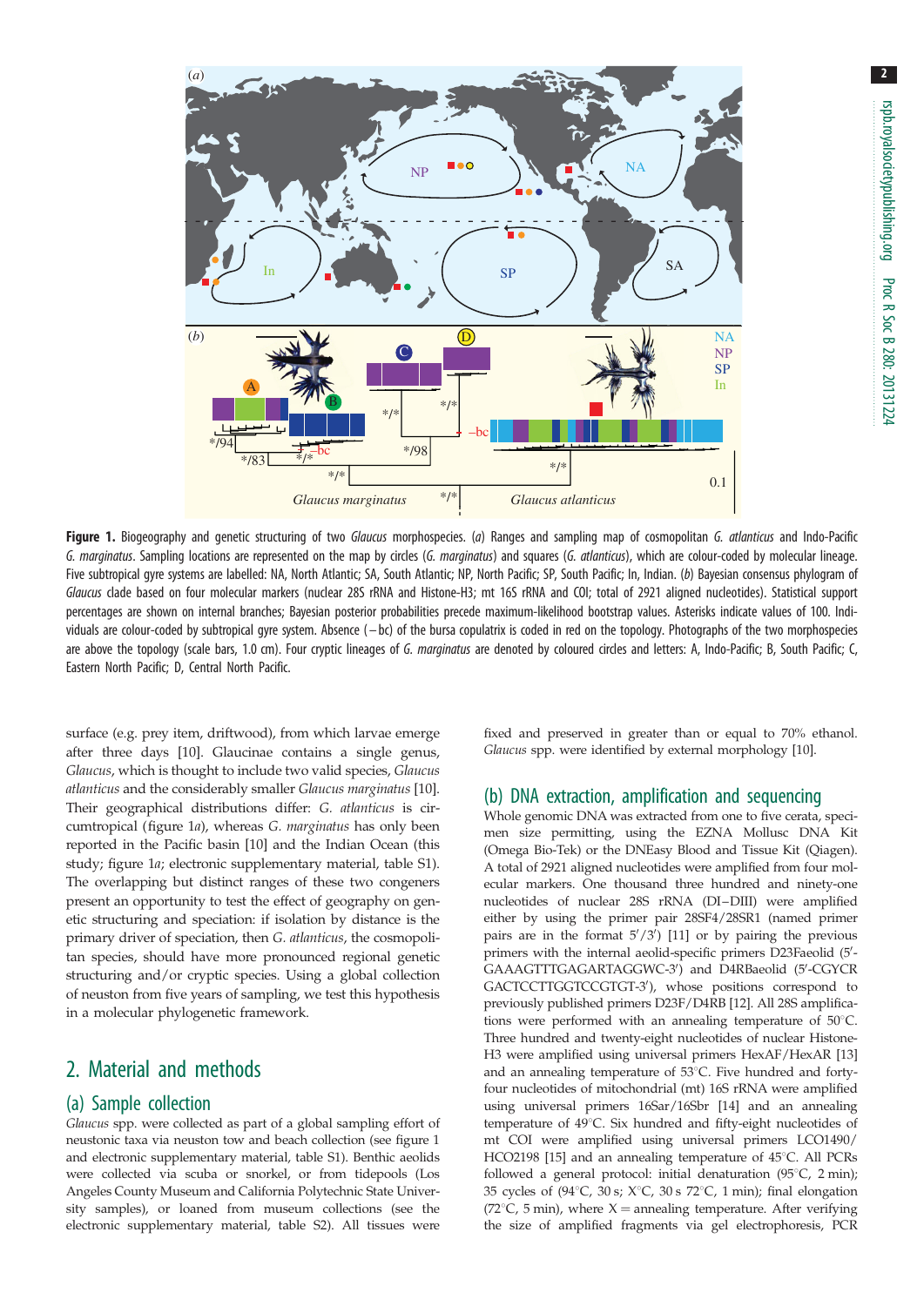**Figure 1.** Biogeography and genetic structuring of two *Glaucus* morphospecies. (*a*) Ranges and sampling map of cosmopolitan *G. atlanticus* and Indo-Pacific *G. marginatus*. Sampling locations are represented on the map by circles (*G. marginatus*) and squares (*G. atlanticus*), which are colour-coded by molecular lineage. Five subtropical gyre systems are labelled: NA, North Atlantic; SA, South Atlantic; NP, North Pacific; SP, South Pacific; In, Indian. (*b*) Bayesian consensus phylogram of *Glaucus* clade based on four molecular markers (nuclear 28S rRNA and Histone-H3; mt 16S rRNA and COI; total of 2921 aligned nucleotides). Statistical support percentages are shown on internal branches; Bayesian posterior probabilities precede maximum-likelihood bootstrap values. Asterisks indicate values of 100. Individuals are colour-coded by subtropical gyre system. Absence (−bc) of the bursa copulatrix is coded in red on the topology. Photographs of the two morphospecies are above the topology (scale bars, 1.0 cm). Four cryptic lineages of *G. marginatus* are denoted by coloured circles and letters: A, Indo-Pacific; B, South Pacific; C, Eastern North Pacific; D, Central North Pacific.

surface (e.g. prey item, driftwood), from which larvae emerge after three days [10]. Glaucinae contains a single genus, *Glaucus*, which is thought to include two valid species, *Glaucus atlanticus* and the considerably smaller *Glaucus marginatus* [10]. Their geographical distributions differ: *G. atlanticus* is circumtropical (figure 1*a*), whereas *G. marginatus* has only been reported in the Pacific basin [10] and the Indian Ocean (this study; figure 1*a*; electronic supplementary material, table S1). The overlapping but distinct ranges of these two congeners present an opportunity to test the effect of geography on genetic structuring and speciation: if isolation by distance is the primary driver of speciation, then *G. atlanticus*, the cosmopolitan species, should have more pronounced regional genetic structuring and/or cryptic species. Using a global collection of neuston from five years of sampling, we test this hypothesis in a molecular phylogenetic framework.

## 2. Material and methods

### (a) Sample collection

*Glaucus* spp. were collected as part of a global sampling effort of neustonic taxa via neuston tow and beach collection (see figure 1 and electronic supplementary material, table S1). Benthic aeolids were collected via scuba or snorkel, or from tidepools (Los Angeles County Museum and California Polytechnic State University samples), or loaned from museum collections (see the electronic supplementary material, table S2). All tissues were fixed and preserved in greater than or equal to 70% ethanol. *Glaucus* spp. were identified by external morphology [10].

### (b) DNA extraction, amplification and sequencing

Whole genomic DNA was extracted from one to five cerata, specimen size permitting, using the EZNA Mollusc DNA Kit (Omega Bio-Tek) or the DNEasy Blood and Tissue Kit (Qiagen). A total of 2921 aligned nucleotides were amplified from four molecular markers. One thousand three hundred and ninety-one nucleotides of nuclear 28S rRNA (DI–DIII) were amplified either by using the primer pair 28SF4/28SR1 (named primer pairs are in the format 5′/3′) [11] or by pairing the previous primers with the internal aeolid-specific primers D23Faeolid (5′-GAAAGTTTGAGARTAGGWC-3′) and D4RBaeolid (5′-CGYCRGACTCCTTGGTCCGTGT-3′), whose positions correspond to previously published primers D23F/D4RB [12]. All 28S amplifications were performed with an annealing temperature of 50°C. Three hundred and twenty-eight nucleotides of nuclear Histone-H3 were amplified using universal primers HexAF/HexAR [13] and an annealing temperature of 53°C. Five hundred and forty-four nucleotides of mitochondrial (mt) 16S rRNA were amplified using universal primers 16Sar/16Sbr [14] and an annealing temperature of 49°C. Six hundred and fifty-eight nucleotides of mt COI were amplified using universal primers LCO1490/HCO2198 [15] and an annealing temperature of 45°C. All PCRs followed a general protocol: initial denaturation (95°C, 2 min); 35 cycles of (94°C, 30 s; X°C, 30 s 72°C, 1 min); final elongation (72°C, 5 min), where X = annealing temperature. After verifying the size of amplified fragments via gel electrophoresis, PCR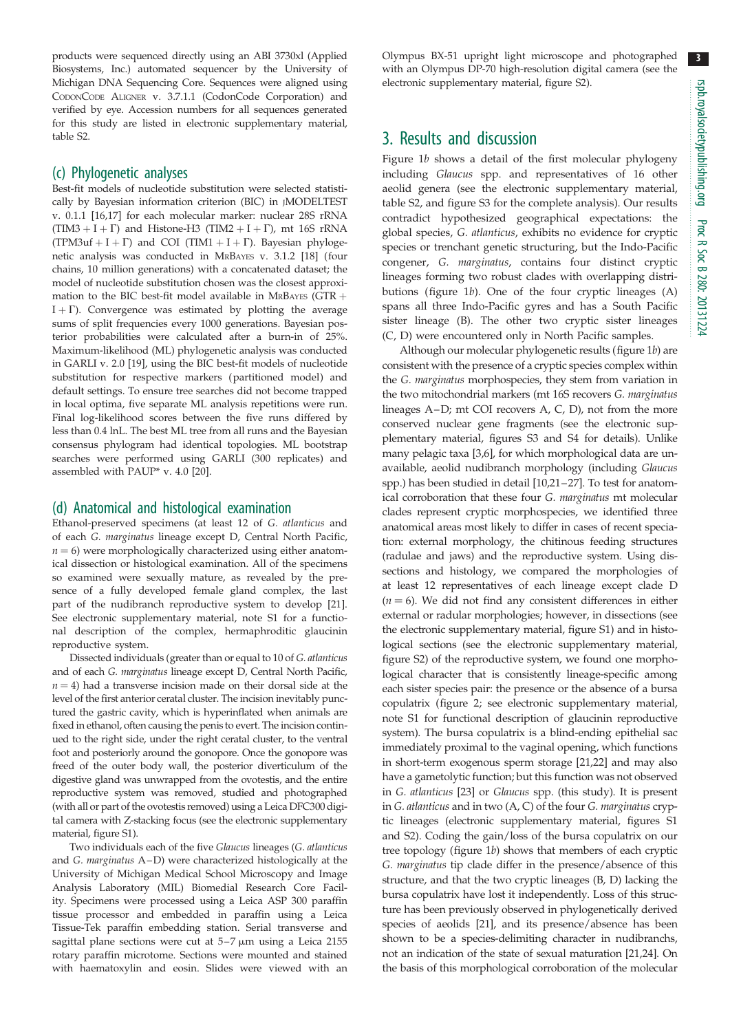products were sequenced directly using an ABI 3730xl (Applied Biosystems, Inc.) automated sequencer by the University of Michigan DNA Sequencing Core. Sequences were aligned using CodonCode Aligner v. 3.7.1.1 (CodonCode Corporation) and verified by eye. Accession numbers for all sequences generated for this study are listed in electronic supplementary material, table S2.

## (c) Phylogenetic analyses

Best-fit models of nucleotide substitution were selected statistically by Bayesian information criterion (BIC) in jMODELTEST v. 0.1.1 [16,17] for each molecular marker: nuclear 28S rRNA (TIM3 + I + Γ) and Histone-H3 (TIM2 + I + Γ), mt 16S rRNA (TPM3uf + I + Γ) and COI (TIM1 + I + Γ). Bayesian phylogenetic analysis was conducted in MrBayes v. 3.1.2 [18] (four chains, 10 million generations) with a concatenated dataset; the model of nucleotide substitution chosen was the closest approximation to the BIC best-fit model available in MrBayes (GTR + I + Γ). Convergence was estimated by plotting the average sums of split frequencies every 1000 generations. Bayesian posterior probabilities were calculated after a burn-in of 25%. Maximum-likelihood (ML) phylogenetic analysis was conducted in GARLI v. 2.0 [19], using the BIC best-fit models of nucleotide substitution for respective markers (partitioned model) and default settings. To ensure tree searches did not become trapped in local optima, five separate ML analysis repetitions were run. Final log-likelihood scores between the five runs differed by less than 0.4 lnL. The best ML tree from all runs and the Bayesian consensus phylogram had identical topologies. ML bootstrap searches were performed using GARLI (300 replicates) and assembled with PAUP* v. 4.0 [20].

## (d) Anatomical and histological examination

Ethanol-preserved specimens (at least 12 of *G. atlanticus* and of each *G. marginatus* lineage except D, Central North Pacific, $n = 6$) were morphologically characterized using either anatomical dissection or histological examination. All of the specimens so examined were sexually mature, as revealed by the presence of a fully developed female gland complex, the last part of the nudibranch reproductive system to develop [21]. See electronic supplementary material, note S1 for a functional description of the complex, hermaphroditic glaucinin reproductive system.

Dissected individuals (greater than or equal to 10 of *G. atlanticus* and of each *G. marginatus* lineage except D, Central North Pacific, $n = 4$) had a transverse incision made on their dorsal side at the level of the first anterior ceratal cluster. The incision inevitably punctured the gastric cavity, which is hyperinflated when animals are fixed in ethanol, often causing the penis to evert. The incision continued to the right side, under the right ceratal cluster, to the ventral foot and posteriorly around the gonopore. Once the gonopore was freed of the outer body wall, the posterior diverticulum of the digestive gland was unwrapped from the ovotestis, and the entire reproductive system was removed, studied and photographed (with all or part of the ovotestis removed) using a Leica DFC300 digital camera with Z-stacking focus (see the electronic supplementary material, figure S1).

Two individuals each of the five *Glaucus* lineages (*G. atlanticus* and *G. marginatus* A–D) were characterized histologically at the University of Michigan Medical School Microscopy and Image Analysis Laboratory (MIL) Biomedial Research Core Facility. Specimens were processed using a Leica ASP 300 paraffin tissue processor and embedded in paraffin using a Leica Tissue-Tek paraffin embedding station. Serial transverse and sagittal plane sections were cut at 5–7 µm using a Leica 2155 rotary paraffin microtome. Sections were mounted and stained with haematoxylin and eosin. Slides were viewed with an Olympus BX-51 upright light microscope and photographed with an Olympus DP-70 high-resolution digital camera (see the electronic supplementary material, figure S2).

# 3. Results and discussion

Figure 1*b* shows a detail of the first molecular phylogeny including *Glaucus* spp. and representatives of 16 other aeolid genera (see the electronic supplementary material, table S2, and figure S3 for the complete analysis). Our results contradict hypothesized geographical expectations: the global species, *G. atlanticus*, exhibits no evidence for cryptic species or trenchant genetic structuring, but the Indo-Pacific congener, *G. marginatus*, contains four distinct cryptic lineages forming two robust clades with overlapping distributions (figure 1*b*). One of the four cryptic lineages (A) spans all three Indo-Pacific gyres and has a South Pacific sister lineage (B). The other two cryptic sister lineages (C, D) were encountered only in North Pacific samples.

Although our molecular phylogenetic results (figure 1*b*) are consistent with the presence of a cryptic species complex within the *G. marginatus* morphospecies, they stem from variation in the two mitochondrial markers (mt 16S recovers *G. marginatus* lineages A–D; mt COI recovers A, C, D), not from the more conserved nuclear gene fragments (see the electronic supplementary material, figures S3 and S4 for details). Unlike many pelagic taxa [3,6], for which morphological data are unavailable, aeolid nudibranch morphology (including *Glaucus* spp.) has been studied in detail [10,21–27]. To test for anatomical corroboration that these four *G. marginatus* mt molecular clades represent cryptic morphospecies, we identified three anatomical areas most likely to differ in cases of recent speciation: external morphology, the chitinous feeding structures (radulae and jaws) and the reproductive system. Using dissections and histology, we compared the morphologies of at least 12 representatives of each lineage except clade D ($n = 6$). We did not find any consistent differences in either external or radular morphologies; however, in dissections (see the electronic supplementary material, figure S1) and in histological sections (see the electronic supplementary material, figure S2) of the reproductive system, we found one morphological character that is consistently lineage-specific among each sister species pair: the presence or the absence of a bursa copulatrix (figure 2; see electronic supplementary material, note S1 for functional description of glaucinin reproductive system). The bursa copulatrix is a blind-ending epithelial sac immediately proximal to the vaginal opening, which functions in short-term exogenous sperm storage [21,22] and may also have a gametolytic function; but this function was not observed in *G. atlanticus* [23] or *Glaucus* spp. (this study). It is present in *G. atlanticus* and in two (A, C) of the four *G. marginatus* cryptic lineages (electronic supplementary material, figures S1 and S2). Coding the gain/loss of the bursa copulatrix on our tree topology (figure 1*b*) shows that members of each cryptic *G. marginatus* tip clade differ in the presence/absence of this structure, and that the two cryptic lineages (B, D) lacking the bursa copulatrix have lost it independently. Loss of this structure has been previously observed in phylogenetically derived species of aeolids [21], and its presence/absence has been shown to be a species-delimiting character in nudibranchs, not an indication of the state of sexual maturation [21,24]. On the basis of this morphological corroboration of the molecular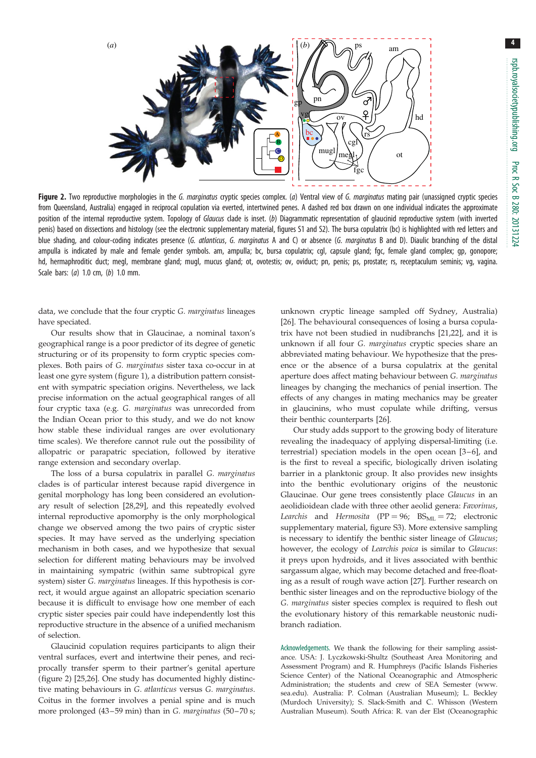**Figure 2.** Two reproductive morphologies in the *G. marginatus* cryptic species complex. (*a*) Ventral view of *G. marginatus* mating pair (unassigned cryptic species from Queensland, Australia) engaged in reciprocal copulation via everted, intertwined penes. A dashed red box drawn on one individual indicates the approximate position of the internal reproductive system. Topology of *Glaucus* clade is inset. (*b*) Diagrammatic representation of glaucinid reproductive system (with inverted penis) based on dissections and histology (see the electronic supplementary material, figures S1 and S2). The bursa copulatrix (bc) is highlighted with red letters and blue shading, and colour-coding indicates presence (*G. atlanticus*, *G. marginatus* A and C) or absence (*G. marginatus* B and D). Diaulic branching of the distal ampulla is indicated by male and female gender symbols. am, ampulla; bc, bursa copulatrix; cgl, capsule gland; fgc, female gland complex; gp, gonopore; hd, hermaphroditic duct; megl, membrane gland; mugl, mucus gland; ot, ovotestis; ov, oviduct; pn, penis; ps, prostate; rs, receptaculum seminis; vg, vagina. Scale bars: (*a*) 1.0 cm, (*b*) 1.0 mm.

data, we conclude that the four cryptic *G. marginatus* lineages have speciated.

Our results show that in Glaucinae, a nominal taxon's geographical range is a poor predictor of its degree of genetic structuring or of its propensity to form cryptic species complexes. Both pairs of *G. marginatus* sister taxa co-occur in at least one gyre system (figure 1), a distribution pattern consistent with sympatric speciation origins. Nevertheless, we lack precise information on the actual geographical ranges of all four cryptic taxa (e.g. *G. marginatus* was unrecorded from the Indian Ocean prior to this study, and we do not know how stable these individual ranges are over evolutionary time scales). We therefore cannot rule out the possibility of allopatric or parapatric speciation, followed by iterative range extension and secondary overlap.

The loss of a bursa copulatrix in parallel *G. marginatus* clades is of particular interest because rapid divergence in genital morphology has long been considered an evolutionary result of selection [28,29], and this repeatedly evolved internal reproductive apomorphy is the only morphological change we observed among the two pairs of cryptic sister species. It may have served as the underlying speciation mechanism in both cases, and we hypothesize that sexual selection for different mating behaviours may be involved in maintaining sympatric (within same subtropical gyre system) sister *G. marginatus* lineages. If this hypothesis is correct, it would argue against an allopatric speciation scenario because it is difficult to envisage how one member of each cryptic sister species pair could have independently lost this reproductive structure in the absence of a unified mechanism of selection.

Glaucinid copulation requires participants to align their ventral surfaces, evert and intertwine their penes, and reciprocally transfer sperm to their partner's genital aperture (figure 2) [25,26]. One study has documented highly distinctive mating behaviours in *G. atlanticus* versus *G. marginatus*. Coitus in the former involves a penial spine and is much more prolonged (43–59 min) than in *G. marginatus* (50–70 s; unknown cryptic lineage sampled off Sydney, Australia) [26]. The behavioural consequences of losing a bursa copulatrix have not been studied in nudibranchs [21,22], and it is unknown if all four *G. marginatus* cryptic species share an abbreviated mating behaviour. We hypothesize that the presence or the absence of a bursa copulatrix at the genital aperture does affect mating behaviour between *G. marginatus* lineages by changing the mechanics of penial insertion. The effects of any changes in mating mechanics may be greater in glaucinins, who must copulate while drifting, versus their benthic counterparts [26].

Our study adds support to the growing body of literature revealing the inadequacy of applying dispersal-limiting (i.e. terrestrial) speciation models in the open ocean [3–6], and is the first to reveal a specific, biologically driven isolating barrier in a planktonic group. It also provides new insights into the benthic evolutionary origins of the neustonic Glaucinae. Our gene trees consistently place *Glaucus* in an aeolidioidean clade with three other aeolid genera: *Favorinus*, *Learchis* and *Hermosita* (PP = 96; $BS_{ML} = 72$; electronic supplementary material, figure S3). More extensive sampling is necessary to identify the benthic sister lineage of *Glaucus*; however, the ecology of *Learchis poica* is similar to *Glaucus*: it preys upon hydroids, and it lives associated with benthic sargassum algae, which may become detached and free-floating as a result of rough wave action [27]. Further research on benthic sister lineages and on the reproductive biology of the *G. marginatus* sister species complex is required to flesh out the evolutionary history of this remarkable neustonic nudibranch radiation.

Acknowledgements. We thank the following for their sampling assistance. USA: J. Lyczkowski-Shultz (Southeast Area Monitoring and Assessment Program) and R. Humphreys (Pacific Islands Fisheries Science Center) of the National Oceanographic and Atmospheric Administration; the students and crew of SEA Semester (www.sea.edu). Australia: P. Colman (Australian Museum); L. Beckley (Murdoch University); S. Slack-Smith and C. Whisson (Western Australian Museum). South Africa: R. van der Elst (Oceanographic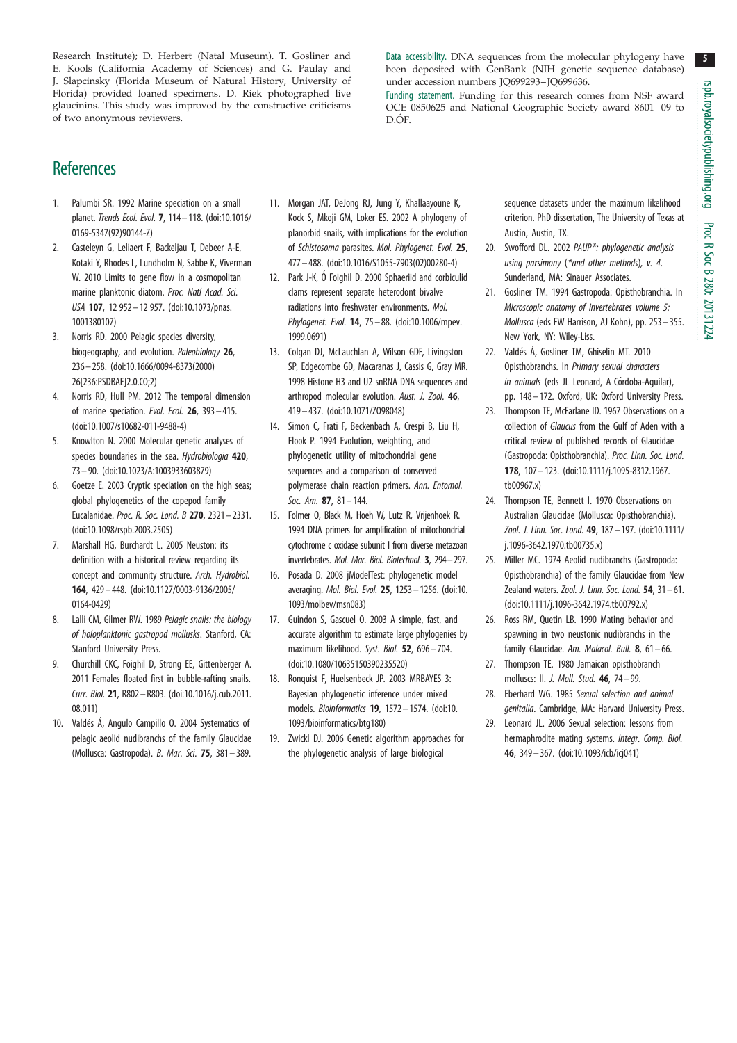Research Institute); D. Herbert (Natal Museum). T. Gosliner and E. Kools (California Academy of Sciences) and G. Paulay and J. Slapcinsky (Florida Museum of Natural History, University of Florida) provided loaned specimens. D. Riek photographed live glaucinins. This study was improved by the constructive criticisms of two anonymous reviewers.

Data accessibility. DNA sequences from the molecular phylogeny have been deposited with GenBank (NIH genetic sequence database) under accession numbers JQ699293–JQ699636.

Funding statement. Funding for this research comes from NSF award OCE 0850625 and National Geographic Society award 8601–09 to D.ÓF.

## References

1. Palumbi SR. 1992 Marine speciation on a small planet. *Trends Ecol. Evol.* **7**, 114–118. (doi:10.1016/0169-5347(92)90144-Z)
2. Casteleyn G, Leliaert F, Backeljau T, Debeer A-E, Kotaki Y, Rhodes L, Lundholm N, Sabbe K, Viverman W. 2010 Limits to gene flow in a cosmopolitan marine planktonic diatom. *Proc. Natl Acad. Sci. USA* **107**, 12 952–12 957. (doi:10.1073/pnas.1001380107)
3. Norris RD. 2000 Pelagic species diversity, biogeography, and evolution. *Paleobiology* **26**, 236–258. (doi:10.1666/0094-8373(2000)26[236:PSDBAE]2.0.CO;2)
4. Norris RD, Hull PM. 2012 The temporal dimension of marine speciation. *Evol. Ecol.* **26**, 393–415. (doi:10.1007/s10682-011-9488-4)
5. Knowlton N. 2000 Molecular genetic analyses of species boundaries in the sea. *Hydrobiologia* **420**, 73–90. (doi:10.1023/A:1003933603879)
6. Goetze E. 2003 Cryptic speciation on the high seas; global phylogenetics of the copepod family Eucalanidae. *Proc. R. Soc. Lond. B* **270**, 2321–2331. (doi:10.1098/rspb.2003.2505)
7. Marshall HG, Burchardt L. 2005 Neuston: its definition with a historical review regarding its concept and community structure. *Arch. Hydrobiol.* **164**, 429–448. (doi:10.1127/0003-9136/2005/0164-0429)
8. Lalli CM, Gilmer RW. 1989 *Pelagic snails: the biology of holoplanktonic gastropod mollusks*. Stanford, CA: Stanford University Press.
9. Churchill CKC, Foighil D, Strong EE, Gittenberger A. 2011 Females floated first in bubble-rafting snails. *Curr. Biol.* **21**, R802–R803. (doi:10.1016/j.cub.2011.08.011)
10. Valdés Á, Angulo Campillo O. 2004 Systematics of pelagic aeolid nudibranchs of the family Glaucidae (Mollusca: Gastropoda). *B. Mar. Sci.* **75**, 381–389.
11. Morgan JAT, DeJong RJ, Jung Y, Khallaayoune K, Kock S, Mkoji GM, Loker ES. 2002 A phylogeny of planorbid snails, with implications for the evolution of *Schistosoma* parasites. *Mol. Phylogenet. Evol.* **25**, 477–488. (doi:10.1016/S1055-7903(02)00280-4)
12. Park J-K, Ó Foighil D. 2000 Sphaeriid and corbiculid clams represent separate heterodont bivalve radiations into freshwater environments. *Mol. Phylogenet. Evol.* **14**, 75–88. (doi:10.1006/mpev.1999.0691)
13. Colgan DJ, McLauchlan A, Wilson GDF, Livingston SP, Edgecombe GD, Macaranas J, Cassis G, Gray MR. 1998 Histone H3 and U2 snRNA DNA sequences and arthropod molecular evolution. *Aust. J. Zool.* **46**, 419–437. (doi:10.1071/ZO98048)
14. Simon C, Frati F, Beckenbach A, Crespi B, Liu H, Flook P. 1994 Evolution, weighting, and phylogenetic utility of mitochondrial gene sequences and a comparison of conserved polymerase chain reaction primers. *Ann. Entomol. Soc. Am.* **87**, 81–144.
15. Folmer O, Black M, Hoeh W, Lutz R, Vrijenhoek R. 1994 DNA primers for amplification of mitochondrial cytochrome c oxidase subunit I from diverse metazoan invertebrates. *Mol. Mar. Biol. Biotechnol.* **3**, 294–297.
16. Posada D. 2008 jModelTest: phylogenetic model averaging. *Mol. Biol. Evol.* **25**, 1253–1256. (doi:10.1093/molbev/msn083)
17. Guindon S, Gascuel O. 2003 A simple, fast, and accurate algorithm to estimate large phylogenies by maximum likelihood. *Syst. Biol.* **52**, 696–704. (doi:10.1080/10635150390235520)
18. Ronquist F, Huelsenbeck JP. 2003 MRBAYES 3: Bayesian phylogenetic inference under mixed models. *Bioinformatics* **19**, 1572–1574. (doi:10.1093/bioinformatics/btg180)
19. Zwickl DJ. 2006 Genetic algorithm approaches for the phylogenetic analysis of large biological sequence datasets under the maximum likelihood criterion. PhD dissertation, The University of Texas at Austin, Austin, TX.
20. Swofford DL. 2002 *PAUP\*: phylogenetic analysis using parsimony (\*and other methods), v. 4*. Sunderland, MA: Sinauer Associates.
21. Gosliner TM. 1994 Gastropoda: Opisthobranchia. In *Microscopic anatomy of invertebrates volume 5: Mollusca* (eds FW Harrison, AJ Kohn), pp. 253–355. New York, NY: Wiley-Liss.
22. Valdés Á, Gosliner TM, Ghiselin MT. 2010 Opisthobranchs. In *Primary sexual characters in animals* (eds JL Leonard, A Córdoba-Aguilar), pp. 148–172. Oxford, UK: Oxford University Press.
23. Thompson TE, McFarlane ID. 1967 Observations on a collection of *Glaucus* from the Gulf of Aden with a critical review of published records of Glaucidae (Gastropoda: Opisthobranchia). *Proc. Linn. Soc. Lond.* **178**, 107–123. (doi:10.1111/j.1095-8312.1967.tb00967.x)
24. Thompson TE, Bennett I. 1970 Observations on Australian Glaucidae (Mollusca: Opisthobranchia). *Zool. J. Linn. Soc. Lond.* **49**, 187–197. (doi:10.1111/j.1096-3642.1970.tb00735.x)
25. Miller MC. 1974 Aeolid nudibranchs (Gastropoda: Opisthobranchia) of the family Glaucidae from New Zealand waters. *Zool. J. Linn. Soc. Lond.* **54**, 31–61. (doi:10.1111/j.1096-3642.1974.tb00792.x)
26. Ross RM, Quetin LB. 1990 Mating behavior and spawning in two neustonic nudibranchs in the family Glaucidae. *Am. Malacol. Bull.* **8**, 61–66.
27. Thompson TE. 1980 Jamaican opisthobranch molluscs: II. *J. Moll. Stud.* **46**, 74–99.
28. Eberhard WG. 1985 *Sexual selection and animal genitalia*. Cambridge, MA: Harvard University Press.
29. Leonard JL. 2006 Sexual selection: lessons from hermaphrodite mating systems. *Integr. Comp. Biol.* **46**, 349–367. (doi:10.1093/icb/icj041)